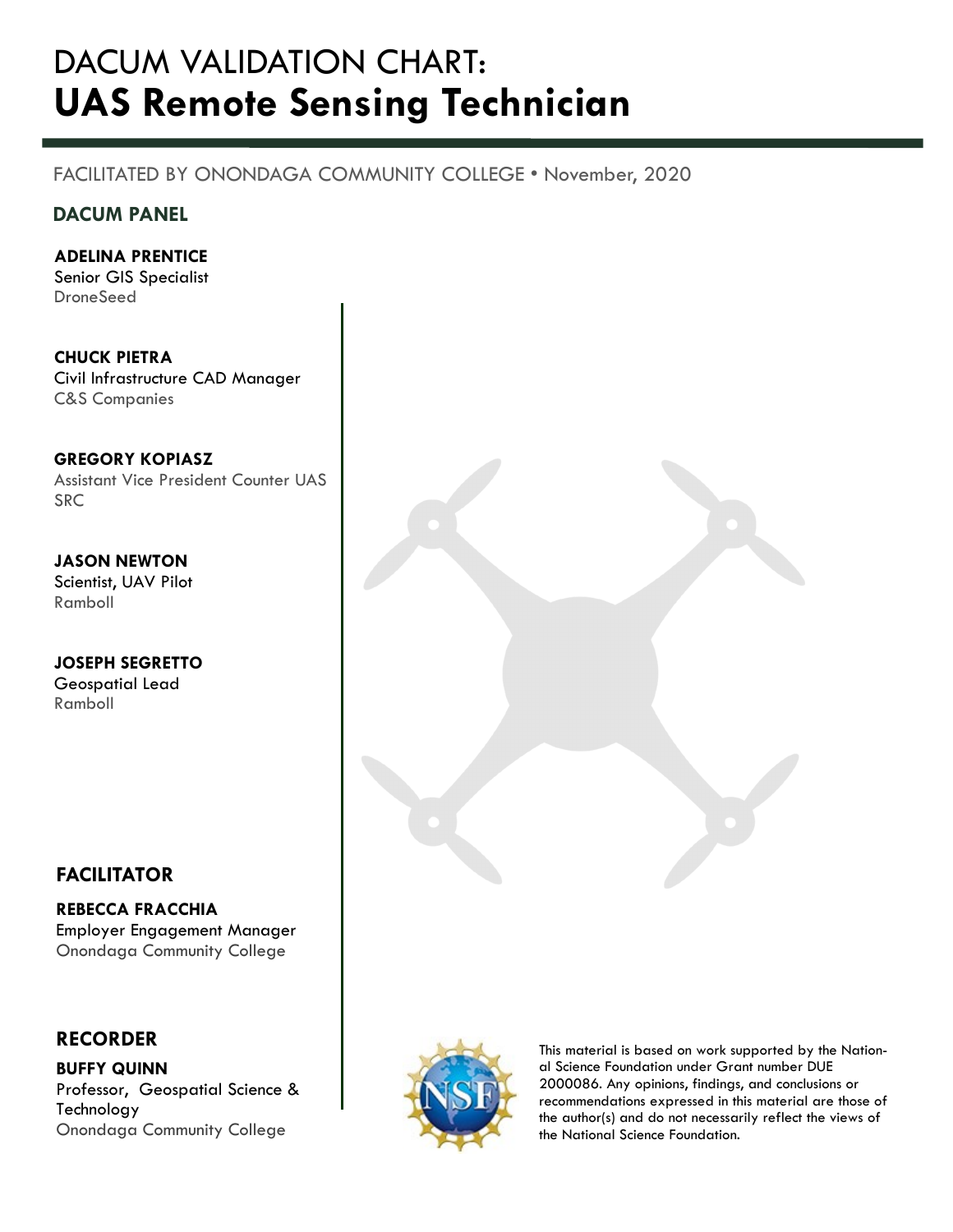# DACUM VALIDATION CHART: **UAS Remote Sensing Technician**

FACILITATED BY ONONDAGA COMMUNITY COLLEGE • November, 2020

## DACUM PANEL

**ADELINA PRENTICE**
Senior GIS Specialist
DroneSeed

**CHUCK PIETRA**
Civil Infrastructure CAD Manager
C&S Companies

**GREGORY KOPIASZ**
Assistant Vice President Counter UAS
SRC

**JASON NEWTON**
Scientist, UAV Pilot
Ramboll

**JOSEPH SEGRETTO**
Geospatial Lead
Ramboll

## FACILITATOR

**REBECCA FRACCHIA**
Employer Engagement Manager
Onondaga Community College

## RECORDER

**BUFFY QUINN**
Professor, Geospatial Science & Technology
Onondaga Community College

This material is based on work supported by the National Science Foundation under Grant number DUE 2000086. Any opinions, findings, and conclusions or recommendations expressed in this material are those of the author(s) and do not necessarily reflect the views of the National Science Foundation.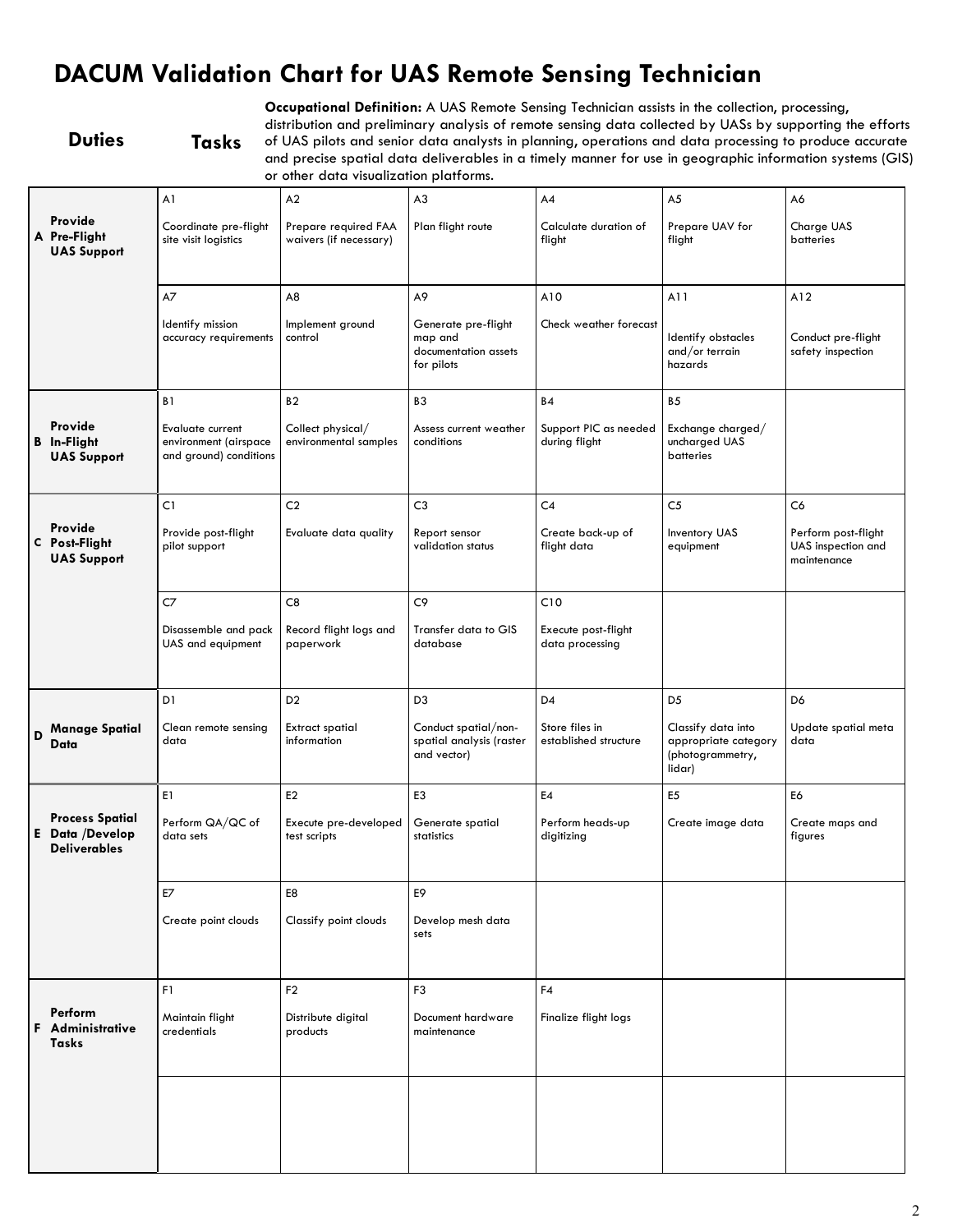# DACUM Validation Chart for UAS Remote Sensing Technician

**Occupational Definition:** A UAS Remote Sensing Technician assists in the collection, processing, distribution and preliminary analysis of remote sensing data collected by UASs by supporting the efforts of UAS pilots and senior data analysts in planning, operations and data processing to produce accurate and precise spatial data deliverables in a timely manner for use in geographic information systems (GIS) or other data visualization platforms.

| Duties | Tasks | | | | | |
|---|---|---|---|---|---|---|
| **A Provide Pre-Flight UAS Support** | A1 Coordinate pre-flight site visit logistics | A2 Prepare required FAA waivers (if necessary) | A3 Plan flight route | A4 Calculate duration of flight | A5 Prepare UAV for flight | A6 Charge UAS batteries |
| | A7 Identify mission accuracy requirements | A8 Implement ground control | A9 Generate pre-flight map and documentation assets for pilots | A10 Check weather forecast | A11 Identify obstacles and/or terrain hazards | A12 Conduct pre-flight safety inspection |
| **B Provide In-Flight UAS Support** | B1 Evaluate current environment (airspace and ground) conditions | B2 Collect physical/ environmental samples | B3 Assess current weather conditions | B4 Support PIC as needed during flight | B5 Exchange charged/ uncharged UAS batteries | |
| **C Provide Post-Flight UAS Support** | C1 Provide post-flight pilot support | C2 Evaluate data quality | C3 Report sensor validation status | C4 Create back-up of flight data | C5 Inventory UAS equipment | C6 Perform post-flight UAS inspection and maintenance |
| | C7 Disassemble and pack UAS and equipment | C8 Record flight logs and paperwork | C9 Transfer data to GIS database | C10 Execute post-flight data processing | | |
| **D Manage Spatial Data** | D1 Clean remote sensing data | D2 Extract spatial information | D3 Conduct spatial/non-spatial analysis (raster and vector) | D4 Store files in established structure | D5 Classify data into appropriate category (photogrammetry, lidar) | D6 Update spatial meta data |
| **E Process Spatial Data /Develop Deliverables** | E1 Perform QA/QC of data sets | E2 Execute pre-developed test scripts | E3 Generate spatial statistics | E4 Perform heads-up digitizing | E5 Create image data | E6 Create maps and figures |
| | E7 Create point clouds | E8 Classify point clouds | E9 Develop mesh data sets | | | |
| **F Perform Administrative Tasks** | F1 Maintain flight credentials | F2 Distribute digital products | F3 Document hardware maintenance | F4 Finalize flight logs | | |
| | | | | | | |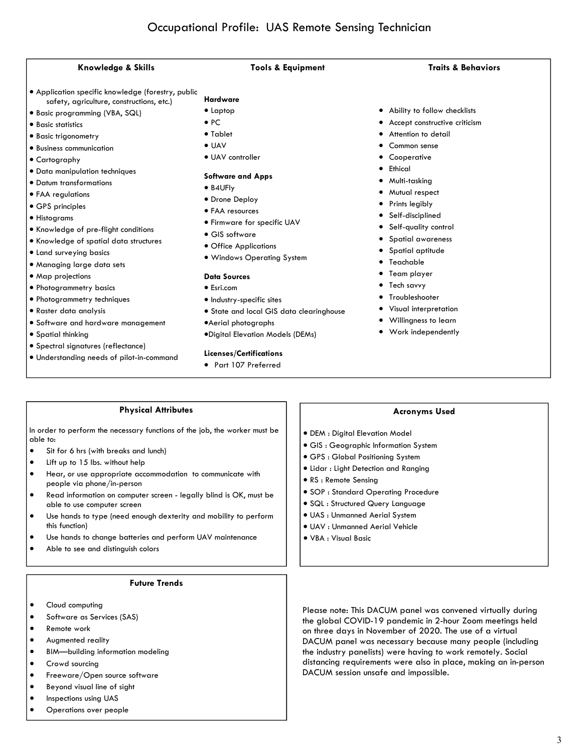# Occupational Profile: UAS Remote Sensing Technician

## Knowledge & Skills

- Application specific knowledge (forestry, public safety, agriculture, constructions, etc.)
- Basic programming (VBA, SQL)
- Basic statistics
- Basic trigonometry
- Business communication
- Cartography
- Data manipulation techniques
- Datum transformations
- FAA regulations
- GPS principles
- Histograms
- Knowledge of pre-flight conditions
- Knowledge of spatial data structures
- Land surveying basics
- Managing large data sets
- Map projections
- Photogrammetry basics
- Photogrammetry techniques
- Raster data analysis
- Software and hardware management
- Spatial thinking
- Spectral signatures (reflectance)
- Understanding needs of pilot-in-command

## Tools & Equipment

**Hardware**
- Laptop
- PC
- Tablet
- UAV
- UAV controller

**Software and Apps**
- B4UFly
- Drone Deploy
- FAA resources
- Firmware for specific UAV
- GIS software
- Office Applications
- Windows Operating System

**Data Sources**
- Esri.com
- Industry-specific sites
- State and local GIS data clearinghouse
- Aerial photographs
- Digital Elevation Models (DEMs)

**Licenses/Certifications**
- Part 107 Preferred

## Traits & Behaviors

- Ability to follow checklists
- Accept constructive criticism
- Attention to detail
- Common sense
- Cooperative
- Ethical
- Multi-tasking
- Mutual respect
- Prints legibly
- Self-disciplined
- Self-quality control
- Spatial awareness
- Spatial aptitude
- Teachable
- Team player
- Tech savvy
- Troubleshooter
- Visual interpretation
- Willingness to learn
- Work independently

## Physical Attributes

In order to perform the necessary functions of the job, the worker must be able to:

- Sit for 6 hrs (with breaks and lunch)
- Lift up to 15 lbs. without help
- Hear, or use appropriate accommodation to communicate with people via phone/in-person
- Read information on computer screen - legally blind is OK, must be able to use computer screen
- Use hands to type (need enough dexterity and mobility to perform this function)
- Use hands to change batteries and perform UAV maintenance
- Able to see and distinguish colors

## Acronyms Used

- DEM : Digital Elevation Model
- GIS : Geographic Information System
- GPS : Global Positioning System
- Lidar : Light Detection and Ranging
- RS : Remote Sensing
- SOP : Standard Operating Procedure
- SQL : Structured Query Language
- UAS : Unmanned Aerial System
- UAV : Unmanned Aerial Vehicle
- VBA : Visual Basic

## Future Trends

- Cloud computing
- Software as Services (SAS)
- Remote work
- Augmented reality
- BIM—building information modeling
- Crowd sourcing
- Freeware/Open source software
- Beyond visual line of sight
- Inspections using UAS
- Operations over people

Please note: This DACUM panel was convened virtually during the global COVID-19 pandemic in 2-hour Zoom meetings held on three days in November of 2020. The use of a virtual DACUM panel was necessary because many people (including the industry panelists) were having to work remotely. Social distancing requirements were also in place, making an in-person DACUM session unsafe and impossible.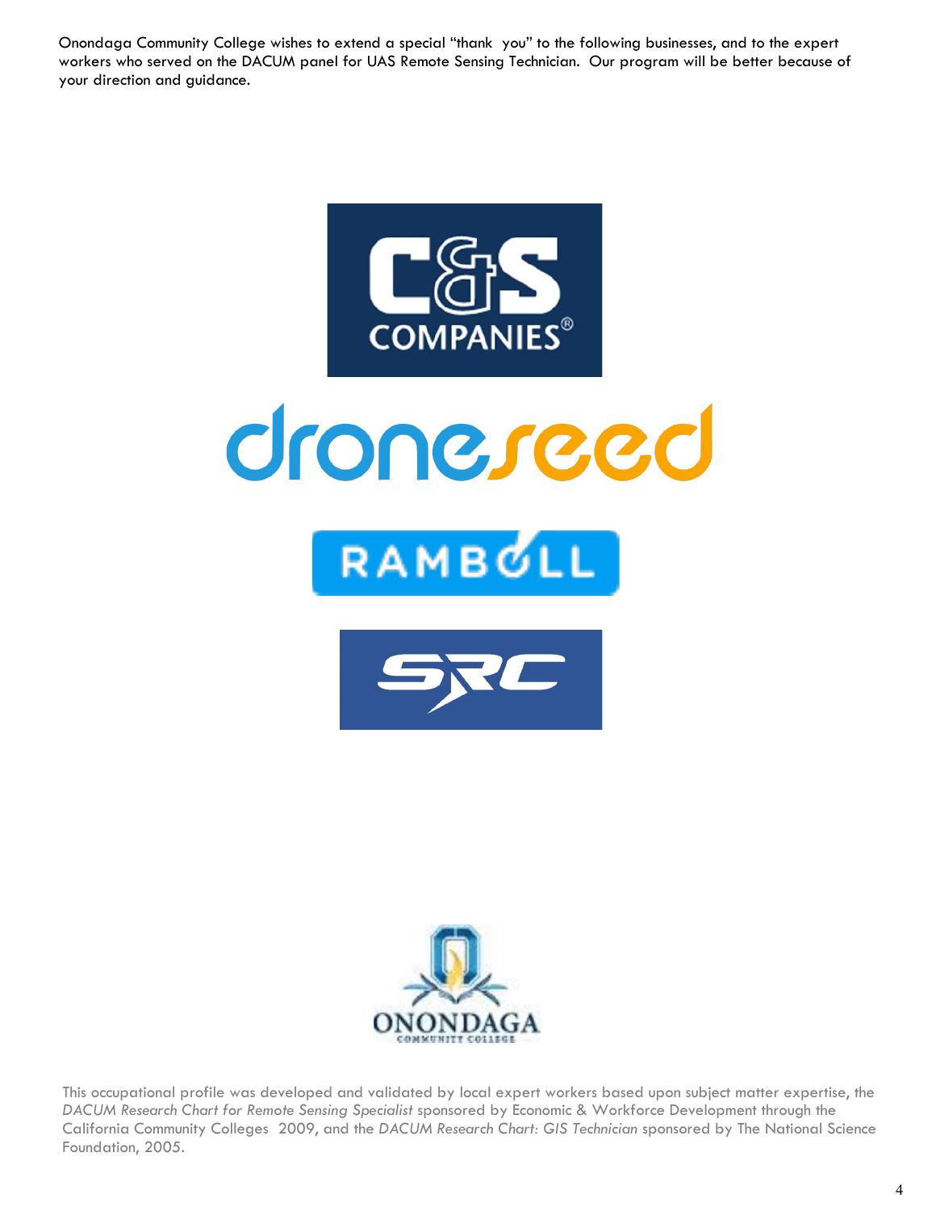Onondaga Community College wishes to extend a special "thank you" to the following businesses, and to the expert workers who served on the DACUM panel for UAS Remote Sensing Technician. Our program will be better because of your direction and guidance.

C&S COMPANIES®

droneseed

RAMBØLL

SRC

ONONDAGA COMMUNITY COLLEGE

This occupational profile was developed and validated by local expert workers based upon subject matter expertise, the *DACUM Research Chart for Remote Sensing Specialist* sponsored by Economic & Workforce Development through the California Community Colleges 2009, and the *DACUM Research Chart: GIS Technician* sponsored by The National Science Foundation, 2005.